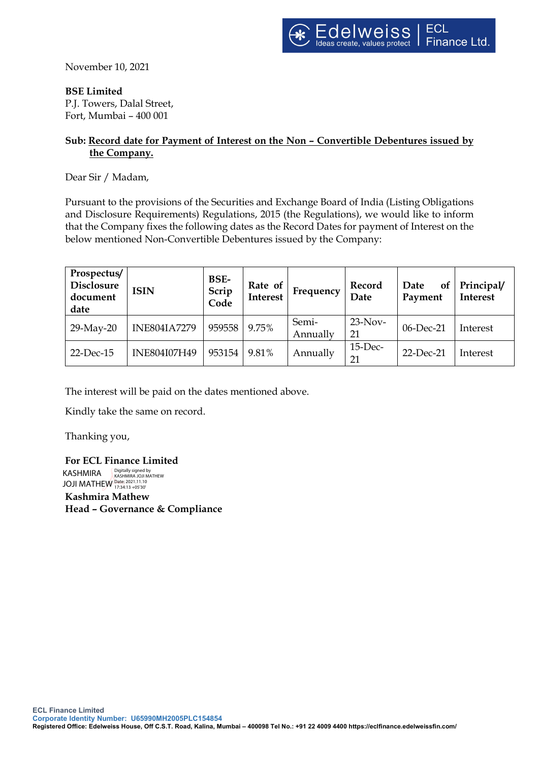November 10, 2021

**BSE Limited**
P.J. Towers, Dalal Street,
Fort, Mumbai – 400 001

**Sub: Record date for Payment of Interest on the Non – Convertible Debentures issued by the Company.**

Dear Sir / Madam,

Pursuant to the provisions of the Securities and Exchange Board of India (Listing Obligations and Disclosure Requirements) Regulations, 2015 (the Regulations), we would like to inform that the Company fixes the following dates as the Record Dates for payment of Interest on the below mentioned Non-Convertible Debentures issued by the Company:

| Prospectus/ Disclosure document date | ISIN | BSE-Scrip Code | Rate of Interest | Frequency | Record Date | Date of Payment | Principal/ Interest |
|---|---|---|---|---|---|---|---|
| 29-May-20 | INE804IA7279 | 959558 | 9.75% | Semi-Annually | 23-Nov-21 | 06-Dec-21 | Interest |
| 22-Dec-15 | INE804I07H49 | 953154 | 9.81% | Annually | 15-Dec-21 | 22-Dec-21 | Interest |

The interest will be paid on the dates mentioned above.

Kindly take the same on record.

Thanking you,

**For ECL Finance Limited**

KASHMIRA JOJI MATHEW
Digitally signed by KASHMIRA JOJI MATHEW
Date: 2021.11.10 17:34:13 +05'30'

**Kashmira Mathew**
**Head – Governance & Compliance**

ECL Finance Limited
Corporate Identity Number: U65990MH2005PLC154854
Registered Office: Edelweiss House, Off C.S.T. Road, Kalina, Mumbai – 400098 Tel No.: +91 22 4009 4400 https://eclfinance.edelweissfin.com/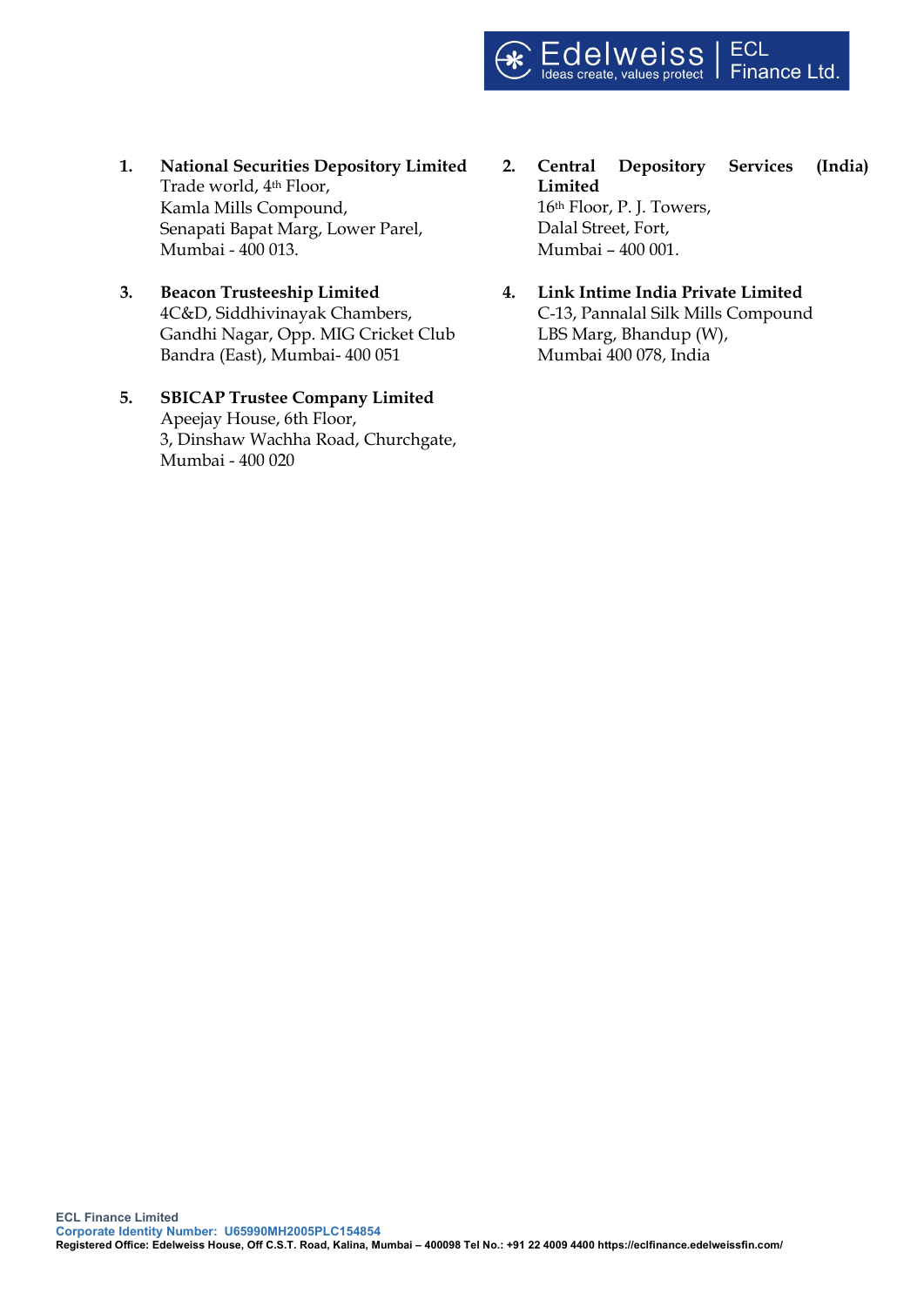1. **National Securities Depository Limited**
   Trade world, 4th Floor,
   Kamla Mills Compound,
   Senapati Bapat Marg, Lower Parel,
   Mumbai - 400 013.

2. **Central Depository Services (India) Limited**
   16th Floor, P. J. Towers,
   Dalal Street, Fort,
   Mumbai – 400 001.

3. **Beacon Trusteeship Limited**
   4C&D, Siddhivinayak Chambers,
   Gandhi Nagar, Opp. MIG Cricket Club
   Bandra (East), Mumbai- 400 051

4. **Link Intime India Private Limited**
   C-13, Pannalal Silk Mills Compound
   LBS Marg, Bhandup (W),
   Mumbai 400 078, India

5. **SBICAP Trustee Company Limited**
   Apeejay House, 6th Floor,
   3, Dinshaw Wachha Road, Churchgate,
   Mumbai - 400 020